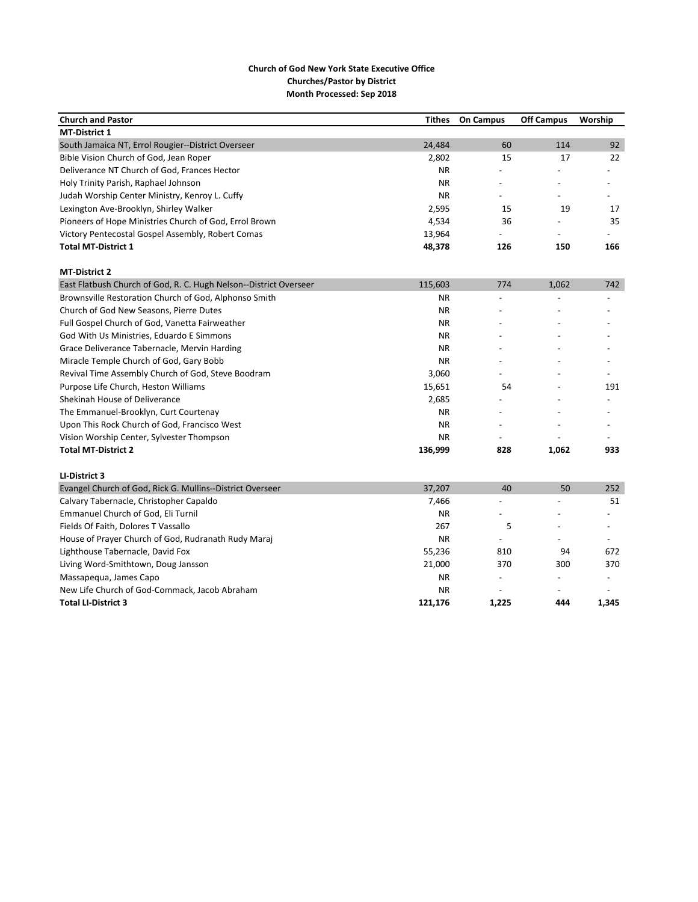**Church of God New York State Executive Office**
**Churches/Pastor by District**
**Month Processed: Sep 2018**

| Church and Pastor | Tithes | On Campus | Off Campus | Worship |
|---|---|---|---|---|
| **MT-District 1** | | | | |
| South Jamaica NT, Errol Rougier--District Overseer | 24,484 | 60 | 114 | 92 |
| Bible Vision Church of God, Jean Roper | 2,802 | 15 | 17 | 22 |
| Deliverance NT Church of God, Frances Hector | NR | - | - | - |
| Holy Trinity Parish, Raphael Johnson | NR | - | - | - |
| Judah Worship Center Ministry, Kenroy L. Cuffy | NR | - | - | - |
| Lexington Ave-Brooklyn, Shirley Walker | 2,595 | 15 | 19 | 17 |
| Pioneers of Hope Ministries Church of God, Errol Brown | 4,534 | 36 | - | 35 |
| Victory Pentecostal Gospel Assembly, Robert Comas | 13,964 | - | - | - |
| **Total MT-District 1** | **48,378** | **126** | **150** | **166** |
| | | | | |
| **MT-District 2** | | | | |
| East Flatbush Church of God, R. C. Hugh Nelson--District Overseer | 115,603 | 774 | 1,062 | 742 |
| Brownsville Restoration Church of God, Alphonso Smith | NR | - | - | - |
| Church of God New Seasons, Pierre Dutes | NR | - | - | - |
| Full Gospel Church of God, Vanetta Fairweather | NR | - | - | - |
| God With Us Ministries, Eduardo E Simmons | NR | - | - | - |
| Grace Deliverance Tabernacle, Mervin Harding | NR | - | - | - |
| Miracle Temple Church of God, Gary Bobb | NR | - | - | - |
| Revival Time Assembly Church of God, Steve Boodram | 3,060 | - | - | - |
| Purpose Life Church, Heston Williams | 15,651 | 54 | - | 191 |
| Shekinah House of Deliverance | 2,685 | - | - | - |
| The Emmanuel-Brooklyn, Curt Courtenay | NR | - | - | - |
| Upon This Rock Church of God, Francisco West | NR | - | - | - |
| Vision Worship Center, Sylvester Thompson | NR | - | - | - |
| **Total MT-District 2** | **136,999** | **828** | **1,062** | **933** |
| | | | | |
| **LI-District 3** | | | | |
| Evangel Church of God, Rick G. Mullins--District Overseer | 37,207 | 40 | 50 | 252 |
| Calvary Tabernacle, Christopher Capaldo | 7,466 | - | - | 51 |
| Emmanuel Church of God, Eli Turnil | NR | - | - | - |
| Fields Of Faith, Dolores T Vassallo | 267 | 5 | - | - |
| House of Prayer Church of God, Rudranath Rudy Maraj | NR | - | - | - |
| Lighthouse Tabernacle, David Fox | 55,236 | 810 | 94 | 672 |
| Living Word-Smithtown, Doug Jansson | 21,000 | 370 | 300 | 370 |
| Massapequa, James Capo | NR | - | - | - |
| New Life Church of God-Commack, Jacob Abraham | NR | - | - | - |
| **Total LI-District 3** | **121,176** | **1,225** | **444** | **1,345** |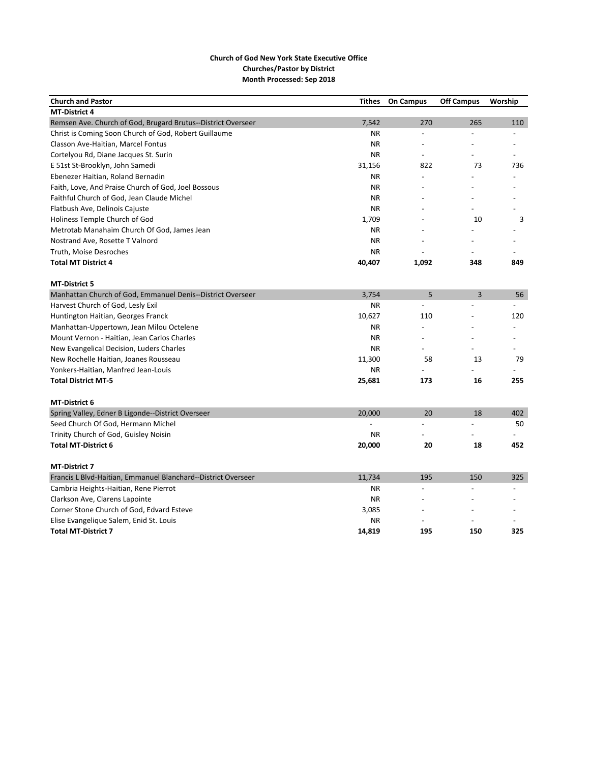**Church of God New York State Executive Office**
**Churches/Pastor by District**
**Month Processed: Sep 2018**

| Church and Pastor | Tithes | On Campus | Off Campus | Worship |
|---|---|---|---|---|
| **MT-District 4** | | | | |
| Remsen Ave. Church of God, Brugard Brutus--District Overseer | 7,542 | 270 | 265 | 110 |
| Christ is Coming Soon Church of God, Robert Guillaume | NR | - | - | - |
| Classon Ave-Haitian, Marcel Fontus | NR | - | - | - |
| Cortelyou Rd, Diane Jacques St. Surin | NR | - | - | - |
| E 51st St-Brooklyn, John Samedi | 31,156 | 822 | 73 | 736 |
| Ebenezer Haitian, Roland Bernadin | NR | - | - | - |
| Faith, Love, And Praise Church of God, Joel Bossous | NR | - | - | - |
| Faithful Church of God, Jean Claude Michel | NR | - | - | - |
| Flatbush Ave, Delinois Cajuste | NR | - | - | - |
| Holiness Temple Church of God | 1,709 | - | 10 | 3 |
| Metrotab Manahaim Church Of God, James Jean | NR | - | - | - |
| Nostrand Ave, Rosette T Valnord | NR | - | - | - |
| Truth, Moise Desroches | NR | - | - | - |
| **Total MT District 4** | **40,407** | **1,092** | **348** | **849** |
| | | | | |
| **MT-District 5** | | | | |
| Manhattan Church of God, Emmanuel Denis--District Overseer | 3,754 | 5 | 3 | 56 |
| Harvest Church of God, Lesly Exil | NR | - | - | - |
| Huntington Haitian, Georges Franck | 10,627 | 110 | - | 120 |
| Manhattan-Uppertown, Jean Milou Octelene | NR | - | - | - |
| Mount Vernon - Haitian, Jean Carlos Charles | NR | - | - | - |
| New Evangelical Decision, Luders Charles | NR | - | - | - |
| New Rochelle Haitian, Joanes Rousseau | 11,300 | 58 | 13 | 79 |
| Yonkers-Haitian, Manfred Jean-Louis | NR | - | - | - |
| **Total District MT-5** | **25,681** | **173** | **16** | **255** |
| | | | | |
| **MT-District 6** | | | | |
| Spring Valley, Edner B Ligonde--District Overseer | 20,000 | 20 | 18 | 402 |
| Seed Church Of God, Hermann Michel | - | - | - | 50 |
| Trinity Church of God, Guisley Noisin | NR | - | - | - |
| **Total MT-District 6** | **20,000** | **20** | **18** | **452** |
| | | | | |
| **MT-District 7** | | | | |
| Francis L Blvd-Haitian, Emmanuel Blanchard--District Overseer | 11,734 | 195 | 150 | 325 |
| Cambria Heights-Haitian, Rene Pierrot | NR | - | - | - |
| Clarkson Ave, Clarens Lapointe | NR | - | - | - |
| Corner Stone Church of God, Edvard Esteve | 3,085 | - | - | - |
| Elise Evangelique Salem, Enid St. Louis | NR | - | - | - |
| **Total MT-District 7** | **14,819** | **195** | **150** | **325** |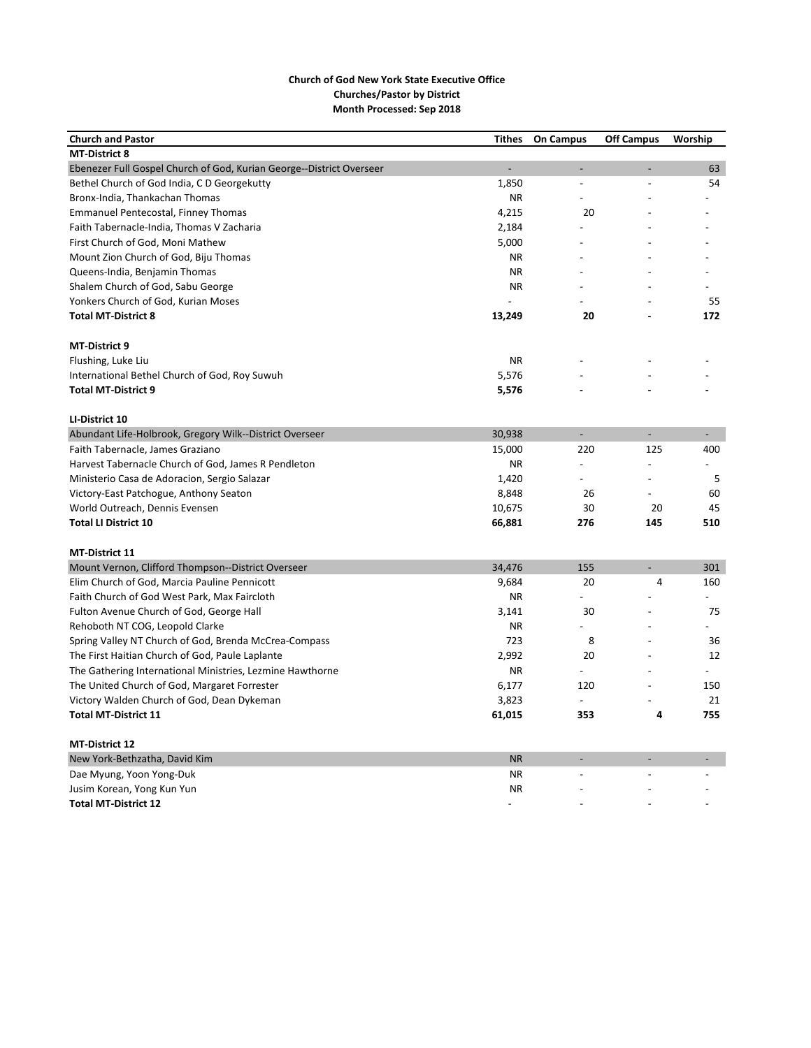**Church of God New York State Executive Office**
**Churches/Pastor by District**
**Month Processed: Sep 2018**

| Church and Pastor | Tithes | On Campus | Off Campus | Worship |
|---|---|---|---|---|
| **MT-District 8** | | | | |
| Ebenezer Full Gospel Church of God, Kurian George--District Overseer | - | - | - | 63 |
| Bethel Church of God India, C D Georgekutty | 1,850 | - | - | 54 |
| Bronx-India, Thankachan Thomas | NR | - | - | - |
| Emmanuel Pentecostal, Finney Thomas | 4,215 | 20 | - | - |
| Faith Tabernacle-India, Thomas V Zacharia | 2,184 | - | - | - |
| First Church of God, Moni Mathew | 5,000 | - | - | - |
| Mount Zion Church of God, Biju Thomas | NR | - | - | - |
| Queens-India, Benjamin Thomas | NR | - | - | - |
| Shalem Church of God, Sabu George | NR | - | - | - |
| Yonkers Church of God, Kurian Moses | - | - | - | 55 |
| **Total MT-District 8** | **13,249** | **20** | **-** | **172** |
| | | | | |
| **MT-District 9** | | | | |
| Flushing, Luke Liu | NR | - | - | - |
| International Bethel Church of God, Roy Suwuh | 5,576 | - | - | - |
| **Total MT-District 9** | **5,576** | **-** | **-** | **-** |
| | | | | |
| **LI-District 10** | | | | |
| Abundant Life-Holbrook, Gregory Wilk--District Overseer | 30,938 | - | - | - |
| Faith Tabernacle, James Graziano | 15,000 | 220 | 125 | 400 |
| Harvest Tabernacle Church of God, James R Pendleton | NR | - | - | - |
| Ministerio Casa de Adoracion, Sergio Salazar | 1,420 | - | - | 5 |
| Victory-East Patchogue, Anthony Seaton | 8,848 | 26 | - | 60 |
| World Outreach, Dennis Evensen | 10,675 | 30 | 20 | 45 |
| **Total LI District 10** | **66,881** | **276** | **145** | **510** |
| | | | | |
| **MT-District 11** | | | | |
| Mount Vernon, Clifford Thompson--District Overseer | 34,476 | 155 | - | 301 |
| Elim Church of God, Marcia Pauline Pennicott | 9,684 | 20 | 4 | 160 |
| Faith Church of God West Park, Max Faircloth | NR | - | - | - |
| Fulton Avenue Church of God, George Hall | 3,141 | 30 | - | 75 |
| Rehoboth NT COG, Leopold Clarke | NR | - | - | - |
| Spring Valley NT Church of God, Brenda McCrea-Compass | 723 | 8 | - | 36 |
| The First Haitian Church of God, Paule Laplante | 2,992 | 20 | - | 12 |
| The Gathering International Ministries, Lezmine Hawthorne | NR | - | - | - |
| The United Church of God, Margaret Forrester | 6,177 | 120 | - | 150 |
| Victory Walden Church of God, Dean Dykeman | 3,823 | - | - | 21 |
| **Total MT-District 11** | **61,015** | **353** | **4** | **755** |
| | | | | |
| **MT-District 12** | | | | |
| New York-Bethzatha, David Kim | NR | - | - | - |
| Dae Myung, Yoon Yong-Duk | NR | - | - | - |
| Jusim Korean, Yong Kun Yun | NR | - | - | - |
| **Total MT-District 12** | - | - | - | - |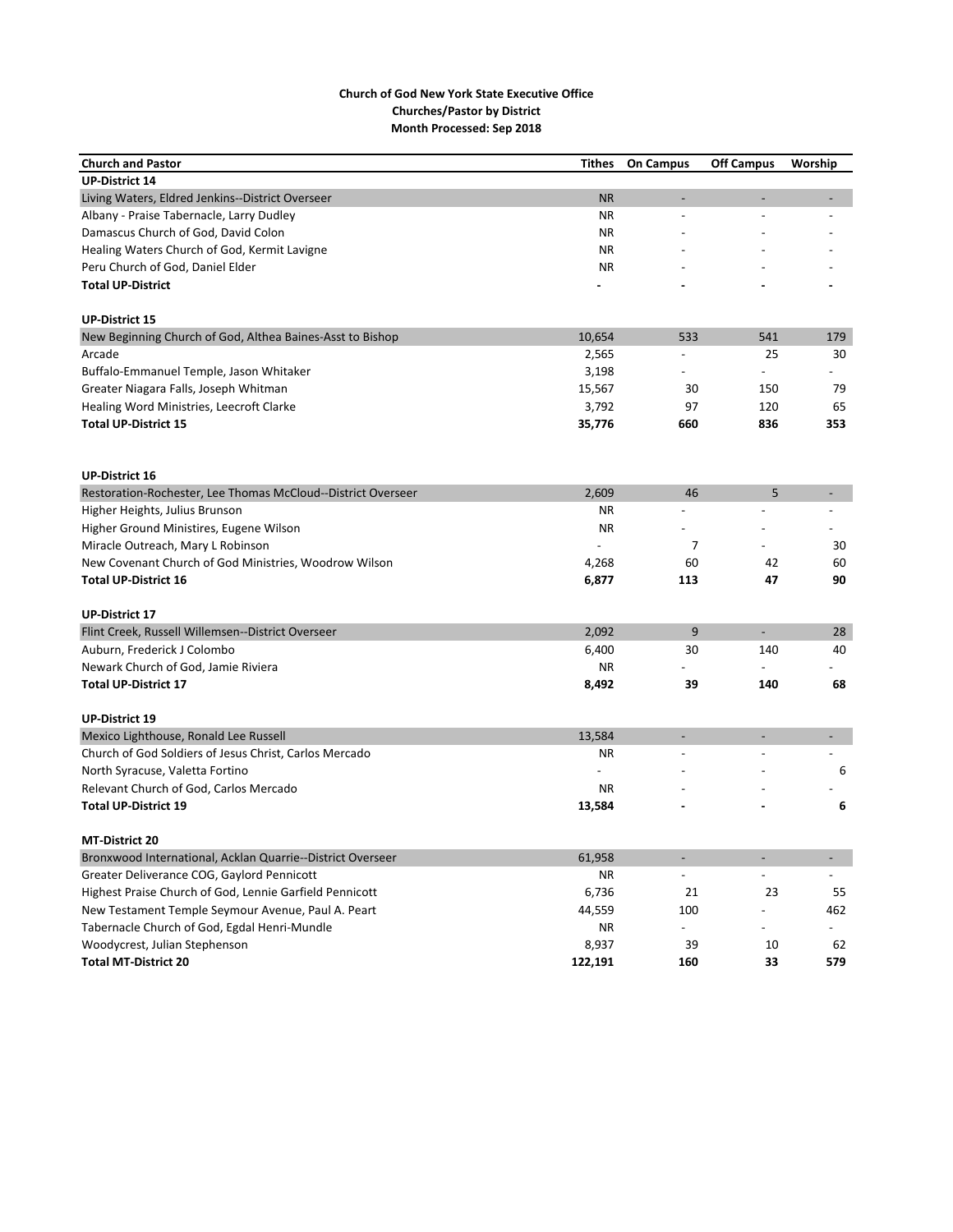**Church of God New York State Executive Office**
**Churches/Pastor by District**
**Month Processed: Sep 2018**

| Church and Pastor | Tithes | On Campus | Off Campus | Worship |
|---|---|---|---|---|
| **UP-District 14** | | | | |
| Living Waters, Eldred Jenkins--District Overseer | NR | - | - | - |
| Albany - Praise Tabernacle, Larry Dudley | NR | - | - | - |
| Damascus Church of God, David Colon | NR | - | - | - |
| Healing Waters Church of God, Kermit Lavigne | NR | - | - | - |
| Peru Church of God, Daniel Elder | NR | - | - | - |
| **Total UP-District** | **-** | **-** | **-** | **-** |
| | | | | |
| **UP-District 15** | | | | |
| New Beginning Church of God, Althea Baines-Asst to Bishop | 10,654 | 533 | 541 | 179 |
| Arcade | 2,565 | - | 25 | 30 |
| Buffalo-Emmanuel Temple, Jason Whitaker | 3,198 | - | - | - |
| Greater Niagara Falls, Joseph Whitman | 15,567 | 30 | 150 | 79 |
| Healing Word Ministries, Leecroft Clarke | 3,792 | 97 | 120 | 65 |
| **Total UP-District 15** | **35,776** | **660** | **836** | **353** |
| | | | | |
| **UP-District 16** | | | | |
| Restoration-Rochester, Lee Thomas McCloud--District Overseer | 2,609 | 46 | 5 | - |
| Higher Heights, Julius Brunson | NR | - | - | - |
| Higher Ground Ministires, Eugene Wilson | NR | - | - | - |
| Miracle Outreach, Mary L Robinson | - | 7 | - | 30 |
| New Covenant Church of God Ministries, Woodrow Wilson | 4,268 | 60 | 42 | 60 |
| **Total UP-District 16** | **6,877** | **113** | **47** | **90** |
| | | | | |
| **UP-District 17** | | | | |
| Flint Creek, Russell Willemsen--District Overseer | 2,092 | 9 | - | 28 |
| Auburn, Frederick J Colombo | 6,400 | 30 | 140 | 40 |
| Newark Church of God, Jamie Riviera | NR | - | - | - |
| **Total UP-District 17** | **8,492** | **39** | **140** | **68** |
| | | | | |
| **UP-District 19** | | | | |
| Mexico Lighthouse, Ronald Lee Russell | 13,584 | - | - | - |
| Church of God Soldiers of Jesus Christ, Carlos Mercado | NR | - | - | - |
| North Syracuse, Valetta Fortino | - | - | - | 6 |
| Relevant Church of God, Carlos Mercado | NR | - | - | - |
| **Total UP-District 19** | **13,584** | **-** | **-** | **6** |
| | | | | |
| **MT-District 20** | | | | |
| Bronxwood International, Acklan Quarrie--District Overseer | 61,958 | - | - | - |
| Greater Deliverance COG, Gaylord Pennicott | NR | - | - | - |
| Highest Praise Church of God, Lennie Garfield Pennicott | 6,736 | 21 | 23 | 55 |
| New Testament Temple Seymour Avenue, Paul A. Peart | 44,559 | 100 | - | 462 |
| Tabernacle Church of God, Egdal Henri-Mundle | NR | - | - | - |
| Woodycrest, Julian Stephenson | 8,937 | 39 | 10 | 62 |
| **Total MT-District 20** | **122,191** | **160** | **33** | **579** |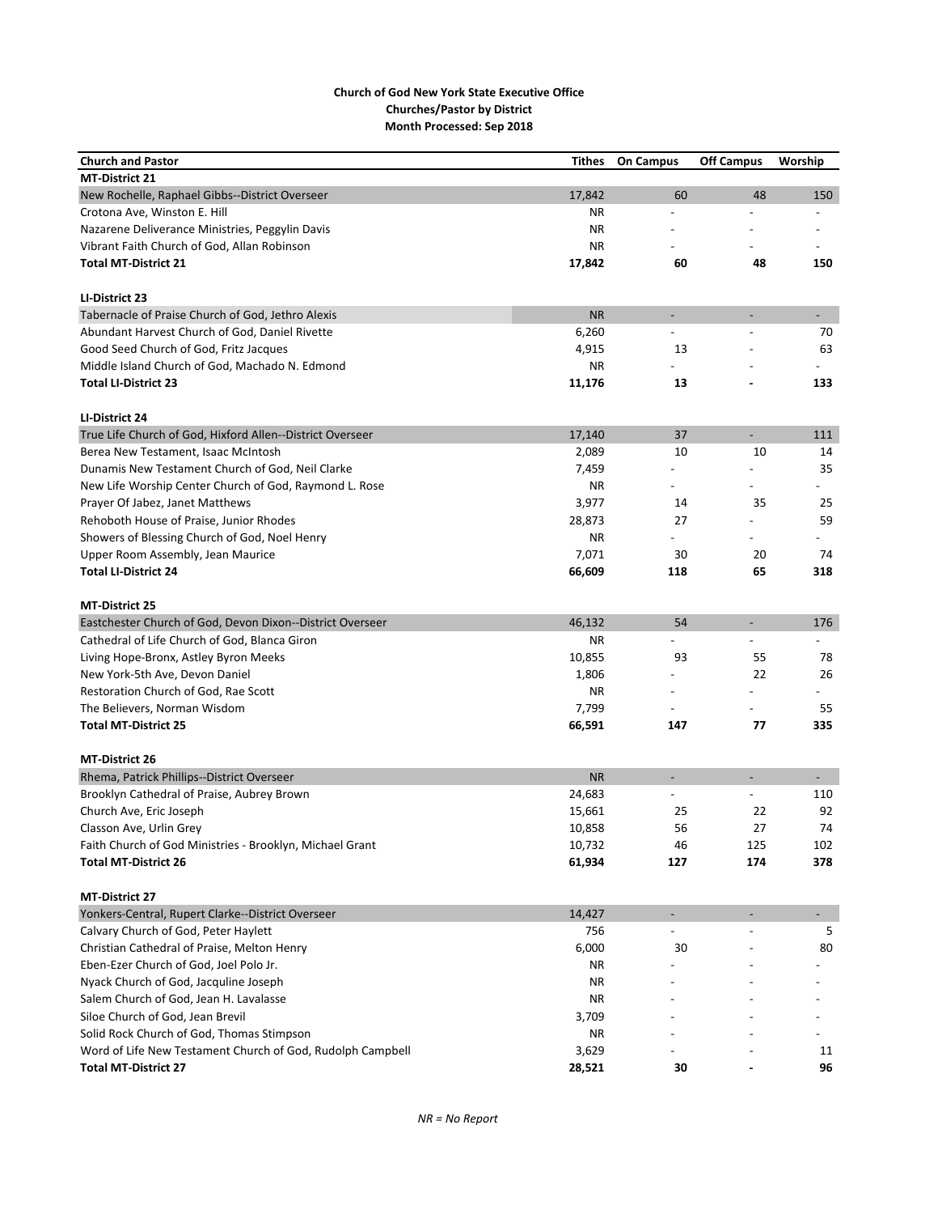**Church of God New York State Executive Office**
**Churches/Pastor by District**
**Month Processed: Sep 2018**

| Church and Pastor | Tithes | On Campus | Off Campus | Worship |
|---|---|---|---|---|
| **MT-District 21** | | | | |
| New Rochelle, Raphael Gibbs--District Overseer | 17,842 | 60 | 48 | 150 |
| Crotona Ave, Winston E. Hill | NR | - | - | - |
| Nazarene Deliverance Ministries, Peggylin Davis | NR | - | - | - |
| Vibrant Faith Church of God, Allan Robinson | NR | - | - | - |
| **Total MT-District 21** | **17,842** | **60** | **48** | **150** |
| | | | | |
| **LI-District 23** | | | | |
| Tabernacle of Praise Church of God, Jethro Alexis | NR | - | - | - |
| Abundant Harvest Church of God, Daniel Rivette | 6,260 | - | - | 70 |
| Good Seed Church of God, Fritz Jacques | 4,915 | 13 | - | 63 |
| Middle Island Church of God, Machado N. Edmond | NR | - | - | - |
| **Total LI-District 23** | **11,176** | **13** | **-** | **133** |
| | | | | |
| **LI-District 24** | | | | |
| True Life Church of God, Hixford Allen--District Overseer | 17,140 | 37 | - | 111 |
| Berea New Testament, Isaac McIntosh | 2,089 | 10 | 10 | 14 |
| Dunamis New Testament Church of God, Neil Clarke | 7,459 | - | - | 35 |
| New Life Worship Center Church of God, Raymond L. Rose | NR | - | - | - |
| Prayer Of Jabez, Janet Matthews | 3,977 | 14 | 35 | 25 |
| Rehoboth House of Praise, Junior Rhodes | 28,873 | 27 | - | 59 |
| Showers of Blessing Church of God, Noel Henry | NR | - | - | - |
| Upper Room Assembly, Jean Maurice | 7,071 | 30 | 20 | 74 |
| **Total LI-District 24** | **66,609** | **118** | **65** | **318** |
| | | | | |
| **MT-District 25** | | | | |
| Eastchester Church of God, Devon Dixon--District Overseer | 46,132 | 54 | - | 176 |
| Cathedral of Life Church of God, Blanca Giron | NR | - | - | - |
| Living Hope-Bronx, Astley Byron Meeks | 10,855 | 93 | 55 | 78 |
| New York-5th Ave, Devon Daniel | 1,806 | - | 22 | 26 |
| Restoration Church of God, Rae Scott | NR | - | - | - |
| The Believers, Norman Wisdom | 7,799 | - | - | 55 |
| **Total MT-District 25** | **66,591** | **147** | **77** | **335** |
| | | | | |
| **MT-District 26** | | | | |
| Rhema, Patrick Phillips--District Overseer | NR | - | - | - |
| Brooklyn Cathedral of Praise, Aubrey Brown | 24,683 | - | - | 110 |
| Church Ave, Eric Joseph | 15,661 | 25 | 22 | 92 |
| Classon Ave, Urlin Grey | 10,858 | 56 | 27 | 74 |
| Faith Church of God Ministries - Brooklyn, Michael Grant | 10,732 | 46 | 125 | 102 |
| **Total MT-District 26** | **61,934** | **127** | **174** | **378** |
| | | | | |
| **MT-District 27** | | | | |
| Yonkers-Central, Rupert Clarke--District Overseer | 14,427 | - | - | - |
| Calvary Church of God, Peter Haylett | 756 | - | - | 5 |
| Christian Cathedral of Praise, Melton Henry | 6,000 | 30 | - | 80 |
| Eben-Ezer Church of God, Joel Polo Jr. | NR | - | - | - |
| Nyack Church of God, Jacquline Joseph | NR | - | - | - |
| Salem Church of God, Jean H. Lavalasse | NR | - | - | - |
| Siloe Church of God, Jean Brevil | 3,709 | - | - | - |
| Solid Rock Church of God, Thomas Stimpson | NR | - | - | - |
| Word of Life New Testament Church of God, Rudolph Campbell | 3,629 | - | - | 11 |
| **Total MT-District 27** | **28,521** | **30** | **-** | **96** |

*NR = No Report*